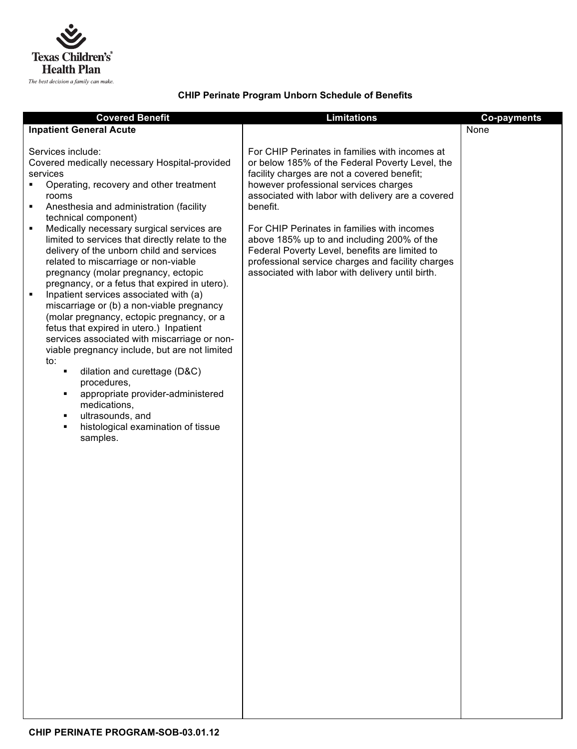Texas Children's Health Plan

*The best decision a family can make.*

## CHIP Perinate Program Unborn Schedule of Benefits

| Covered Benefit | Limitations | Co-payments |
|---|---|---|
| **Inpatient General Acute**<br><br>Services include:<br>Covered medically necessary Hospital-provided services<br>▪ Operating, recovery and other treatment rooms<br>▪ Anesthesia and administration (facility technical component)<br>▪ Medically necessary surgical services are limited to services that directly relate to the delivery of the unborn child and services related to miscarriage or non-viable pregnancy (molar pregnancy, ectopic pregnancy, or a fetus that expired in utero).<br>▪ Inpatient services associated with (a) miscarriage or (b) a non-viable pregnancy (molar pregnancy, ectopic pregnancy, or a fetus that expired in utero.) Inpatient services associated with miscarriage or non-viable pregnancy include, but are not limited to:<br>&nbsp;&nbsp;&nbsp;&nbsp;▪ dilation and curettage (D&C) procedures,<br>&nbsp;&nbsp;&nbsp;&nbsp;▪ appropriate provider-administered medications,<br>&nbsp;&nbsp;&nbsp;&nbsp;▪ ultrasounds, and<br>&nbsp;&nbsp;&nbsp;&nbsp;▪ histological examination of tissue samples. | For CHIP Perinates in families with incomes at or below 185% of the Federal Poverty Level, the facility charges are not a covered benefit; however professional services charges associated with labor with delivery are a covered benefit.<br><br>For CHIP Perinates in families with incomes above 185% up to and including 200% of the Federal Poverty Level, benefits are limited to professional service charges and facility charges associated with labor with delivery until birth. | None |

CHIP PERINATE PROGRAM-SOB-03.01.12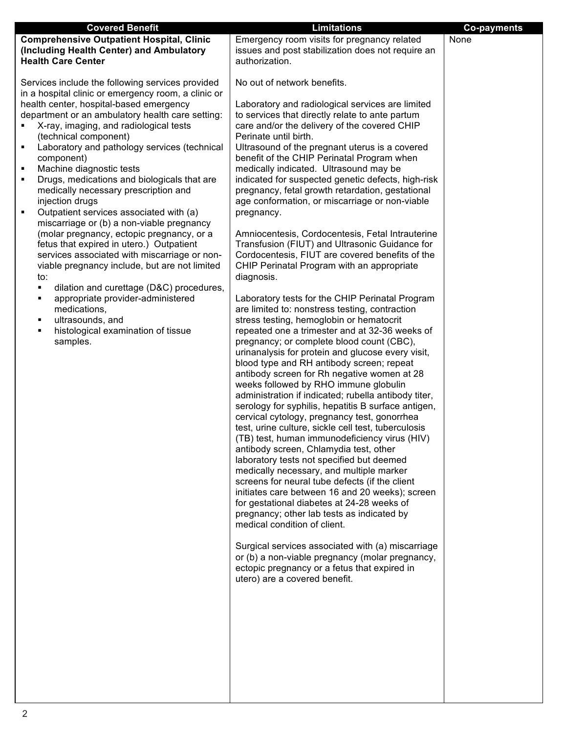| Covered Benefit | Limitations | Co-payments |
| --- | --- | --- |
| **Comprehensive Outpatient Hospital, Clinic (Including Health Center) and Ambulatory Health Care Center**<br><br>Services include the following services provided in a hospital clinic or emergency room, a clinic or health center, hospital-based emergency department or an ambulatory health care setting:<br>▪ X-ray, imaging, and radiological tests (technical component)<br>▪ Laboratory and pathology services (technical component)<br>▪ Machine diagnostic tests<br>▪ Drugs, medications and biologicals that are medically necessary prescription and injection drugs<br>▪ Outpatient services associated with (a) miscarriage or (b) a non-viable pregnancy (molar pregnancy, ectopic pregnancy, or a fetus that expired in utero.) Outpatient services associated with miscarriage or non-viable pregnancy include, but are not limited to:<br>  ▪ dilation and curettage (D&C) procedures,<br>  ▪ appropriate provider-administered medications,<br>  ▪ ultrasounds, and<br>  ▪ histological examination of tissue samples. | Emergency room visits for pregnancy related issues and post stabilization does not require an authorization.<br><br>No out of network benefits.<br><br>Laboratory and radiological services are limited to services that directly relate to ante partum care and/or the delivery of the covered CHIP Perinate until birth.<br>Ultrasound of the pregnant uterus is a covered benefit of the CHIP Perinatal Program when medically indicated. Ultrasound may be indicated for suspected genetic defects, high-risk pregnancy, fetal growth retardation, gestational age conformation, or miscarriage or non-viable pregnancy.<br><br>Amniocentesis, Cordocentesis, Fetal Intrauterine Transfusion (FIUT) and Ultrasonic Guidance for Cordocentesis, FIUT are covered benefits of the CHIP Perinatal Program with an appropriate diagnosis.<br><br>Laboratory tests for the CHIP Perinatal Program are limited to: nonstress testing, contraction stress testing, hemoglobin or hematocrit repeated one a trimester and at 32-36 weeks of pregnancy; or complete blood count (CBC), urinanalysis for protein and glucose every visit, blood type and RH antibody screen; repeat antibody screen for Rh negative women at 28 weeks followed by RHO immune globulin administration if indicated; rubella antibody titer, serology for syphilis, hepatitis B surface antigen, cervical cytology, pregnancy test, gonorrhea test, urine culture, sickle cell test, tuberculosis (TB) test, human immunodeficiency virus (HIV) antibody screen, Chlamydia test, other laboratory tests not specified but deemed medically necessary, and multiple marker screens for neural tube defects (if the client initiates care between 16 and 20 weeks); screen for gestational diabetes at 24-28 weeks of pregnancy; other lab tests as indicated by medical condition of client.<br><br>Surgical services associated with (a) miscarriage or (b) a non-viable pregnancy (molar pregnancy, ectopic pregnancy or a fetus that expired in utero) are a covered benefit. | None |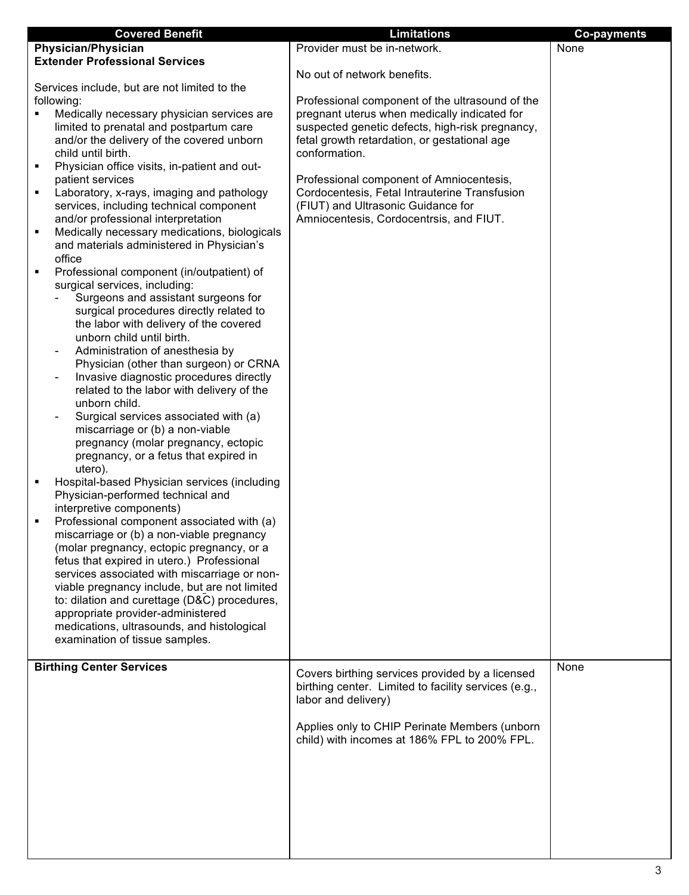| Covered Benefit | Limitations | Co-payments |
|---|---|---|
| **Physician/Physician Extender Professional Services**<br><br>Services include, but are not limited to the following:<br>▪ Medically necessary physician services are limited to prenatal and postpartum care and/or the delivery of the covered unborn child until birth.<br>▪ Physician office visits, in-patient and out-patient services<br>▪ Laboratory, x-rays, imaging and pathology services, including technical component and/or professional interpretation<br>▪ Medically necessary medications, biologicals and materials administered in Physician's office<br>▪ Professional component (in/outpatient) of surgical services, including:<br>- Surgeons and assistant surgeons for surgical procedures directly related to the labor with delivery of the covered unborn child until birth.<br>- Administration of anesthesia by Physician (other than surgeon) or CRNA<br>- Invasive diagnostic procedures directly related to the labor with delivery of the unborn child.<br>- Surgical services associated with (a) miscarriage or (b) a non-viable pregnancy (molar pregnancy, ectopic pregnancy, or a fetus that expired in utero).<br>▪ Hospital-based Physician services (including Physician-performed technical and interpretive components)<br>▪ Professional component associated with (a) miscarriage or (b) a non-viable pregnancy (molar pregnancy, ectopic pregnancy, or a fetus that expired in utero.) Professional services associated with miscarriage or non-viable pregnancy include, but are not limited to: dilation and curettage (D&C) procedures, appropriate provider-administered medications, ultrasounds, and histological examination of tissue samples. | Provider must be in-network.<br><br>No out of network benefits.<br><br>Professional component of the ultrasound of the pregnant uterus when medically indicated for suspected genetic defects, high-risk pregnancy, fetal growth retardation, or gestational age conformation.<br><br>Professional component of Amniocentesis, Cordocentesis, Fetal Intrauterine Transfusion (FIUT) and Ultrasonic Guidance for Amniocentesis, Cordocentrsis, and FIUT. | None |
| **Birthing Center Services** | Covers birthing services provided by a licensed birthing center. Limited to facility services (e.g., labor and delivery)<br><br>Applies only to CHIP Perinate Members (unborn child) with incomes at 186% FPL to 200% FPL. | None |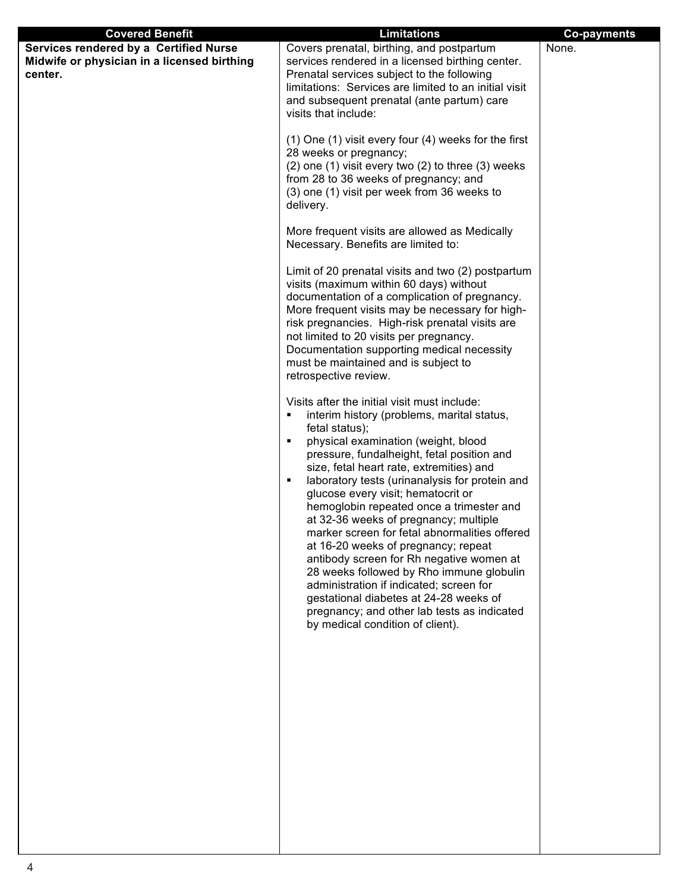| Covered Benefit | Limitations | Co-payments |
|---|---|---|
| **Services rendered by a Certified Nurse Midwife or physician in a licensed birthing center.** | Covers prenatal, birthing, and postpartum services rendered in a licensed birthing center. Prenatal services subject to the following limitations: Services are limited to an initial visit and subsequent prenatal (ante partum) care visits that include:<br><br>(1) One (1) visit every four (4) weeks for the first 28 weeks or pregnancy;<br>(2) one (1) visit every two (2) to three (3) weeks from 28 to 36 weeks of pregnancy; and<br>(3) one (1) visit per week from 36 weeks to delivery.<br><br>More frequent visits are allowed as Medically Necessary. Benefits are limited to:<br><br>Limit of 20 prenatal visits and two (2) postpartum visits (maximum within 60 days) without documentation of a complication of pregnancy. More frequent visits may be necessary for high-risk pregnancies. High-risk prenatal visits are not limited to 20 visits per pregnancy. Documentation supporting medical necessity must be maintained and is subject to retrospective review.<br><br>Visits after the initial visit must include:<br>▪ interim history (problems, marital status, fetal status);<br>▪ physical examination (weight, blood pressure, fundalheight, fetal position and size, fetal heart rate, extremities) and<br>▪ laboratory tests (urinanalysis for protein and glucose every visit; hematocrit or hemoglobin repeated once a trimester and at 32-36 weeks of pregnancy; multiple marker screen for fetal abnormalities offered at 16-20 weeks of pregnancy; repeat antibody screen for Rh negative women at 28 weeks followed by Rho immune globulin administration if indicated; screen for gestational diabetes at 24-28 weeks of pregnancy; and other lab tests as indicated by medical condition of client). | None. |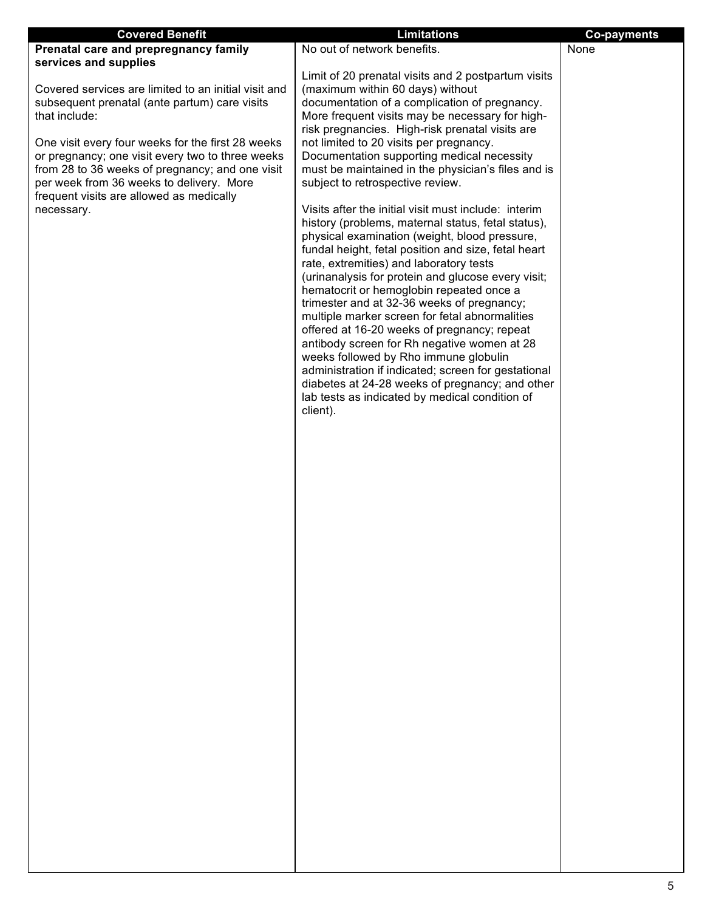| Covered Benefit | Limitations | Co-payments |
| --- | --- | --- |
| **Prenatal care and prepregnancy family services and supplies**<br><br>Covered services are limited to an initial visit and subsequent prenatal (ante partum) care visits that include:<br><br>One visit every four weeks for the first 28 weeks or pregnancy; one visit every two to three weeks from 28 to 36 weeks of pregnancy; and one visit per week from 36 weeks to delivery. More frequent visits are allowed as medically necessary. | No out of network benefits.<br><br>Limit of 20 prenatal visits and 2 postpartum visits (maximum within 60 days) without documentation of a complication of pregnancy. More frequent visits may be necessary for high-risk pregnancies. High-risk prenatal visits are not limited to 20 visits per pregnancy. Documentation supporting medical necessity must be maintained in the physician's files and is subject to retrospective review.<br><br>Visits after the initial visit must include: interim history (problems, maternal status, fetal status), physical examination (weight, blood pressure, fundal height, fetal position and size, fetal heart rate, extremities) and laboratory tests (urinanalysis for protein and glucose every visit; hematocrit or hemoglobin repeated once a trimester and at 32-36 weeks of pregnancy; multiple marker screen for fetal abnormalities offered at 16-20 weeks of pregnancy; repeat antibody screen for Rh negative women at 28 weeks followed by Rho immune globulin administration if indicated; screen for gestational diabetes at 24-28 weeks of pregnancy; and other lab tests as indicated by medical condition of client). | None |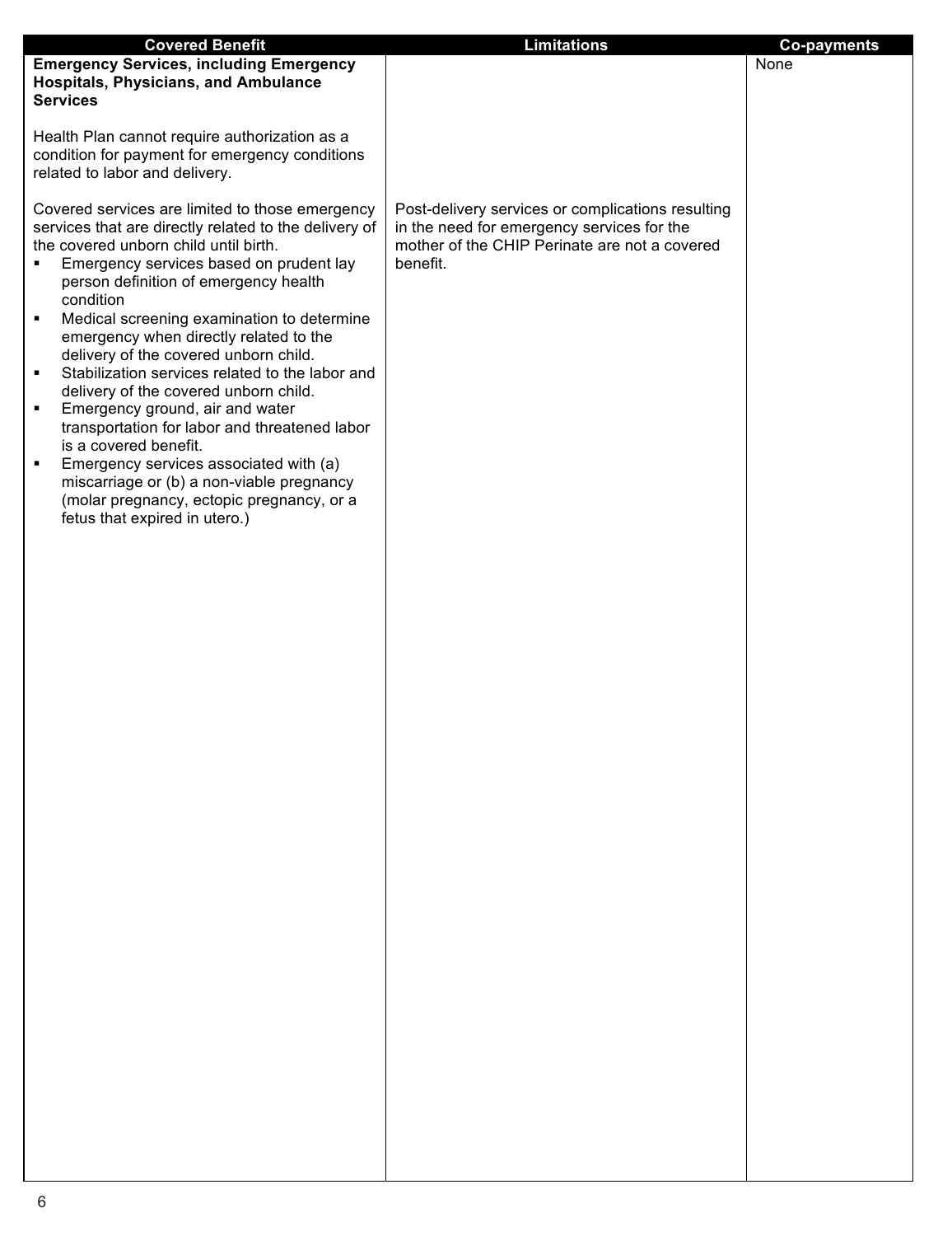| Covered Benefit | Limitations | Co-payments |
| --- | --- | --- |
| **Emergency Services, including Emergency Hospitals, Physicians, and Ambulance Services**<br><br>Health Plan cannot require authorization as a condition for payment for emergency conditions related to labor and delivery.<br><br>Covered services are limited to those emergency services that are directly related to the delivery of the covered unborn child until birth.<br>▪ Emergency services based on prudent lay person definition of emergency health condition<br>▪ Medical screening examination to determine emergency when directly related to the delivery of the covered unborn child.<br>▪ Stabilization services related to the labor and delivery of the covered unborn child.<br>▪ Emergency ground, air and water transportation for labor and threatened labor is a covered benefit.<br>▪ Emergency services associated with (a) miscarriage or (b) a non-viable pregnancy (molar pregnancy, ectopic pregnancy, or a fetus that expired in utero.) | Post-delivery services or complications resulting in the need for emergency services for the mother of the CHIP Perinate are not a covered benefit. | None |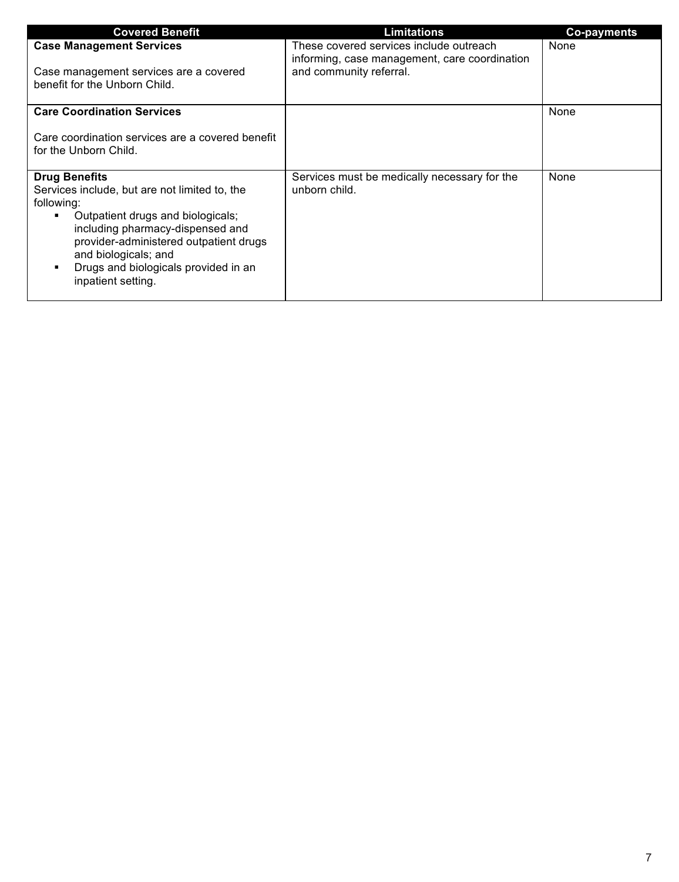| Covered Benefit | Limitations | Co-payments |
|---|---|---|
| **Case Management Services**<br><br>Case management services are a covered benefit for the Unborn Child. | These covered services include outreach informing, case management, care coordination and community referral. | None |
| **Care Coordination Services**<br><br>Care coordination services are a covered benefit for the Unborn Child. | | None |
| **Drug Benefits**<br>Services include, but are not limited to, the following:<br>▪ Outpatient drugs and biologicals; including pharmacy-dispensed and provider-administered outpatient drugs and biologicals; and<br>▪ Drugs and biologicals provided in an inpatient setting. | Services must be medically necessary for the unborn child. | None |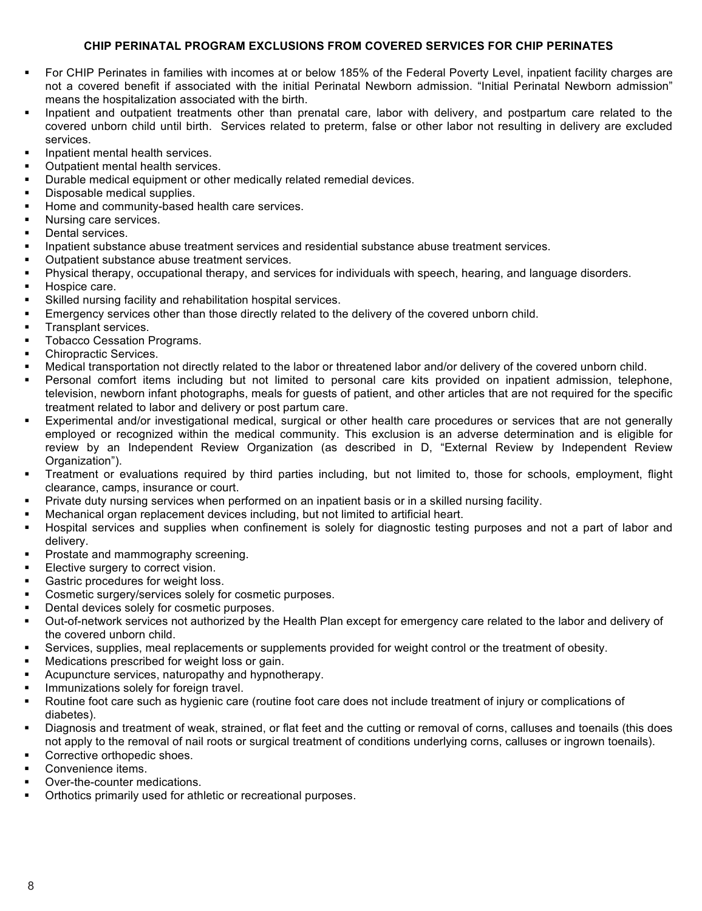## CHIP PERINATAL PROGRAM EXCLUSIONS FROM COVERED SERVICES FOR CHIP PERINATES

- For CHIP Perinates in families with incomes at or below 185% of the Federal Poverty Level, inpatient facility charges are not a covered benefit if associated with the initial Perinatal Newborn admission. "Initial Perinatal Newborn admission" means the hospitalization associated with the birth.
- Inpatient and outpatient treatments other than prenatal care, labor with delivery, and postpartum care related to the covered unborn child until birth. Services related to preterm, false or other labor not resulting in delivery are excluded services.
- Inpatient mental health services.
- Outpatient mental health services.
- Durable medical equipment or other medically related remedial devices.
- Disposable medical supplies.
- Home and community-based health care services.
- Nursing care services.
- Dental services.
- Inpatient substance abuse treatment services and residential substance abuse treatment services.
- Outpatient substance abuse treatment services.
- Physical therapy, occupational therapy, and services for individuals with speech, hearing, and language disorders.
- Hospice care.
- Skilled nursing facility and rehabilitation hospital services.
- Emergency services other than those directly related to the delivery of the covered unborn child.
- Transplant services.
- Tobacco Cessation Programs.
- Chiropractic Services.
- Medical transportation not directly related to the labor or threatened labor and/or delivery of the covered unborn child.
- Personal comfort items including but not limited to personal care kits provided on inpatient admission, telephone, television, newborn infant photographs, meals for guests of patient, and other articles that are not required for the specific treatment related to labor and delivery or post partum care.
- Experimental and/or investigational medical, surgical or other health care procedures or services that are not generally employed or recognized within the medical community. This exclusion is an adverse determination and is eligible for review by an Independent Review Organization (as described in D, "External Review by Independent Review Organization").
- Treatment or evaluations required by third parties including, but not limited to, those for schools, employment, flight clearance, camps, insurance or court.
- Private duty nursing services when performed on an inpatient basis or in a skilled nursing facility.
- Mechanical organ replacement devices including, but not limited to artificial heart.
- Hospital services and supplies when confinement is solely for diagnostic testing purposes and not a part of labor and delivery.
- Prostate and mammography screening.
- Elective surgery to correct vision.
- Gastric procedures for weight loss.
- Cosmetic surgery/services solely for cosmetic purposes.
- Dental devices solely for cosmetic purposes.
- Out-of-network services not authorized by the Health Plan except for emergency care related to the labor and delivery of the covered unborn child.
- Services, supplies, meal replacements or supplements provided for weight control or the treatment of obesity.
- Medications prescribed for weight loss or gain.
- Acupuncture services, naturopathy and hypnotherapy.
- Immunizations solely for foreign travel.
- Routine foot care such as hygienic care (routine foot care does not include treatment of injury or complications of diabetes).
- Diagnosis and treatment of weak, strained, or flat feet and the cutting or removal of corns, calluses and toenails (this does not apply to the removal of nail roots or surgical treatment of conditions underlying corns, calluses or ingrown toenails).
- Corrective orthopedic shoes.
- Convenience items.
- Over-the-counter medications.
- Orthotics primarily used for athletic or recreational purposes.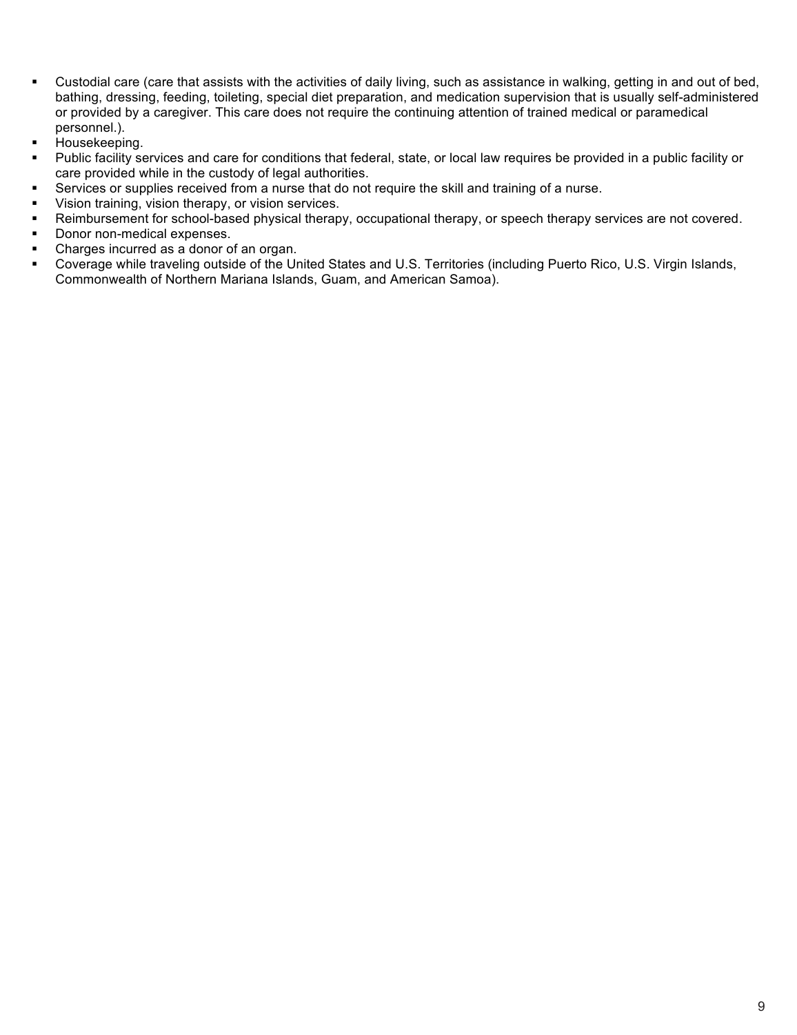- Custodial care (care that assists with the activities of daily living, such as assistance in walking, getting in and out of bed, bathing, dressing, feeding, toileting, special diet preparation, and medication supervision that is usually self-administered or provided by a caregiver. This care does not require the continuing attention of trained medical or paramedical personnel.).
- Housekeeping.
- Public facility services and care for conditions that federal, state, or local law requires be provided in a public facility or care provided while in the custody of legal authorities.
- Services or supplies received from a nurse that do not require the skill and training of a nurse.
- Vision training, vision therapy, or vision services.
- Reimbursement for school-based physical therapy, occupational therapy, or speech therapy services are not covered.
- Donor non-medical expenses.
- Charges incurred as a donor of an organ.
- Coverage while traveling outside of the United States and U.S. Territories (including Puerto Rico, U.S. Virgin Islands, Commonwealth of Northern Mariana Islands, Guam, and American Samoa).